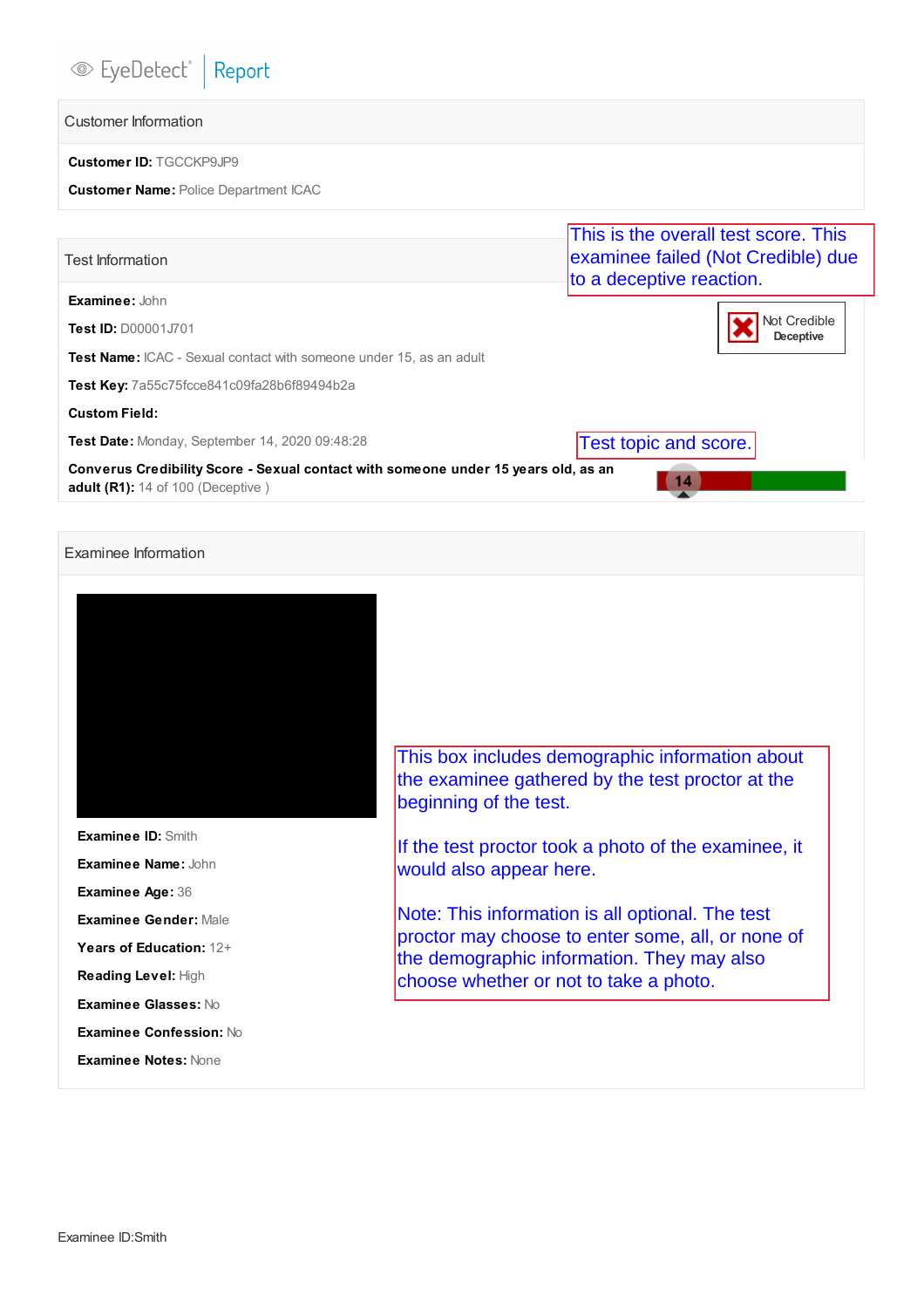EyeDetect | Report

## Customer Information

**Customer ID:** TGCCKP9JP9

**Customer Name:** Police Department ICAC

## Test Information

This is the overall test score. This examinee failed (Not Credible) due to a deceptive reaction.

Not Credible
**Deceptive**

**Examinee:** John

**Test ID:** D00001J701

**Test Name:** ICAC - Sexual contact with someone under 15, as an adult

**Test Key:** 7a55c75fcce841c09fa28b6f89494b2a

**Custom Field:**

**Test Date:** Monday, September 14, 2020 09:48:28

Test topic and score.

**Converus Credibility Score - Sexual contact with someone under 15 years old, as an adult (R1):** 14 of 100 (Deceptive )

14

## Examinee Information

**Examinee ID:** Smith

**Examinee Name:** John

**Examinee Age:** 36

**Examinee Gender:** Male

**Years of Education:** 12+

**Reading Level:** High

**Examinee Glasses:** No

**Examinee Confession:** No

**Examinee Notes:** None

This box includes demographic information about the examinee gathered by the test proctor at the beginning of the test.

If the test proctor took a photo of the examinee, it would also appear here.

Note: This information is all optional. The test proctor may choose to enter some, all, or none of the demographic information. They may also choose whether or not to take a photo.

Examinee ID:Smith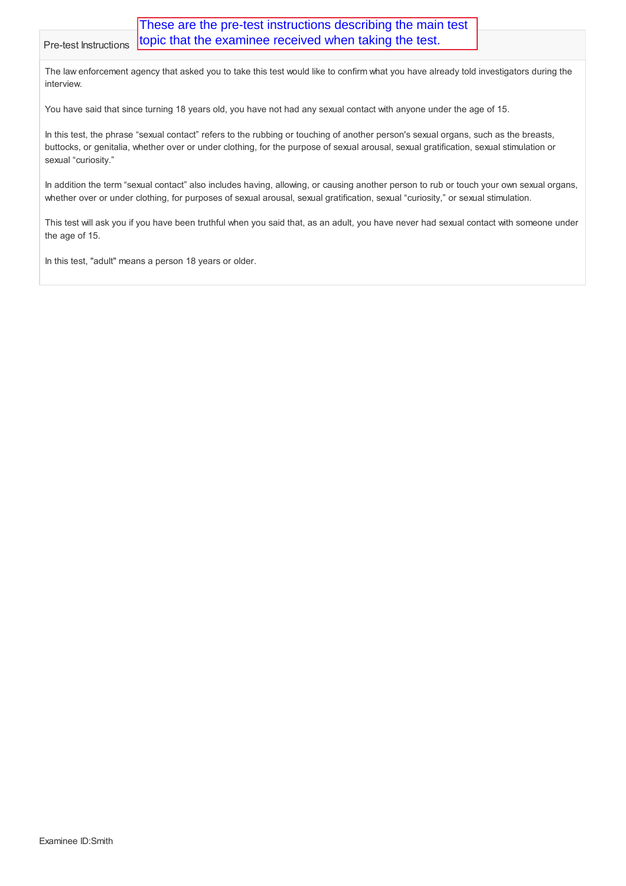Pre-test Instructions

These are the pre-test instructions describing the main test topic that the examinee received when taking the test.

The law enforcement agency that asked you to take this test would like to confirm what you have already told investigators during the interview.

You have said that since turning 18 years old, you have not had any sexual contact with anyone under the age of 15.

In this test, the phrase "sexual contact" refers to the rubbing or touching of another person's sexual organs, such as the breasts, buttocks, or genitalia, whether over or under clothing, for the purpose of sexual arousal, sexual gratification, sexual stimulation or sexual "curiosity."

In addition the term "sexual contact" also includes having, allowing, or causing another person to rub or touch your own sexual organs, whether over or under clothing, for purposes of sexual arousal, sexual gratification, sexual "curiosity," or sexual stimulation.

This test will ask you if you have been truthful when you said that, as an adult, you have never had sexual contact with someone under the age of 15.

In this test, "adult" means a person 18 years or older.

Examinee ID:Smith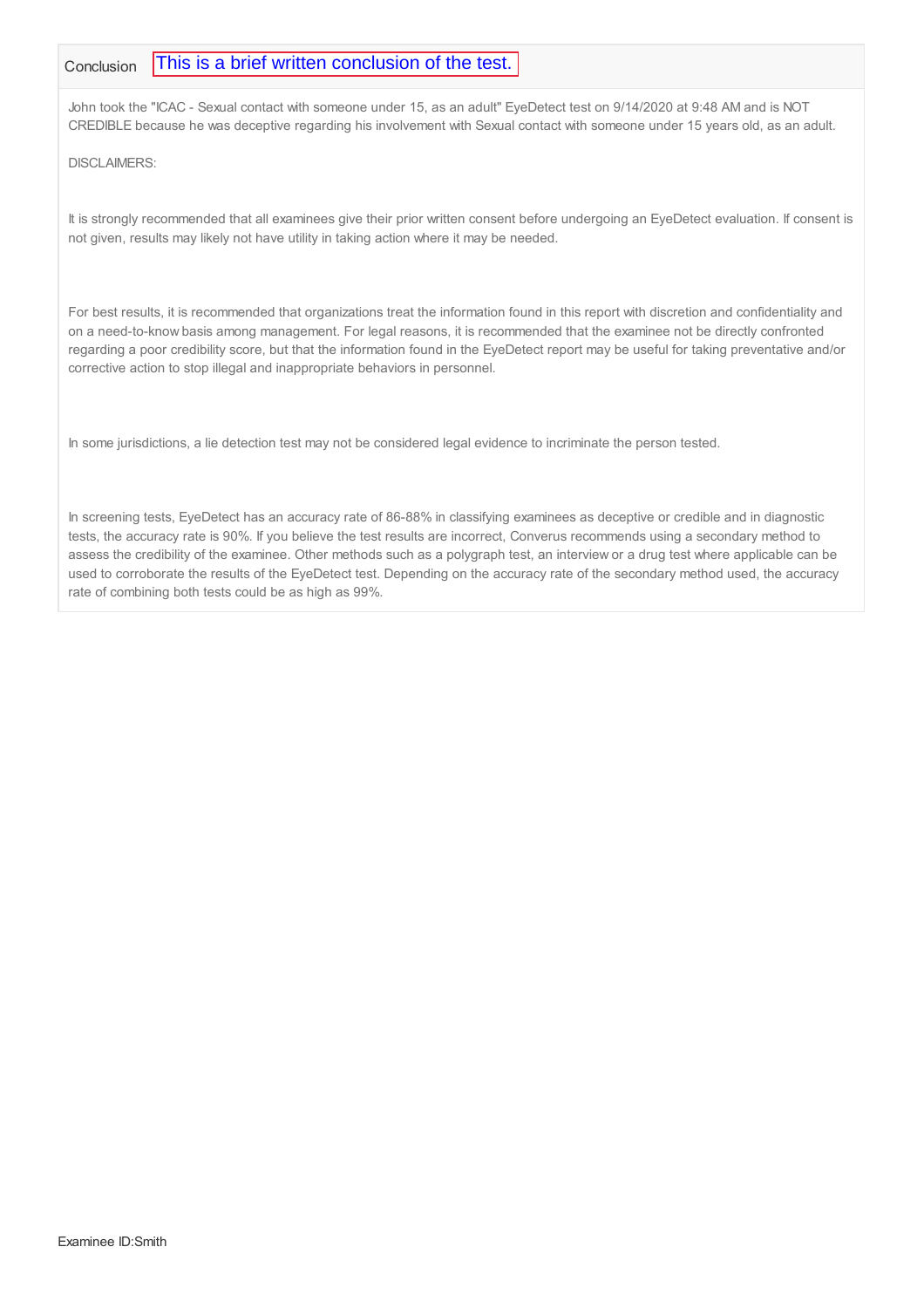Conclusion This is a brief written conclusion of the test.

John took the "ICAC - Sexual contact with someone under 15, as an adult" EyeDetect test on 9/14/2020 at 9:48 AM and is NOT CREDIBLE because he was deceptive regarding his involvement with Sexual contact with someone under 15 years old, as an adult.

DISCLAIMERS:

It is strongly recommended that all examinees give their prior written consent before undergoing an EyeDetect evaluation. If consent is not given, results may likely not have utility in taking action where it may be needed.

For best results, it is recommended that organizations treat the information found in this report with discretion and confidentiality and on a need-to-know basis among management. For legal reasons, it is recommended that the examinee not be directly confronted regarding a poor credibility score, but that the information found in the EyeDetect report may be useful for taking preventative and/or corrective action to stop illegal and inappropriate behaviors in personnel.

In some jurisdictions, a lie detection test may not be considered legal evidence to incriminate the person tested.

In screening tests, EyeDetect has an accuracy rate of 86-88% in classifying examinees as deceptive or credible and in diagnostic tests, the accuracy rate is 90%. If you believe the test results are incorrect, Converus recommends using a secondary method to assess the credibility of the examinee. Other methods such as a polygraph test, an interview or a drug test where applicable can be used to corroborate the results of the EyeDetect test. Depending on the accuracy rate of the secondary method used, the accuracy rate of combining both tests could be as high as 99%.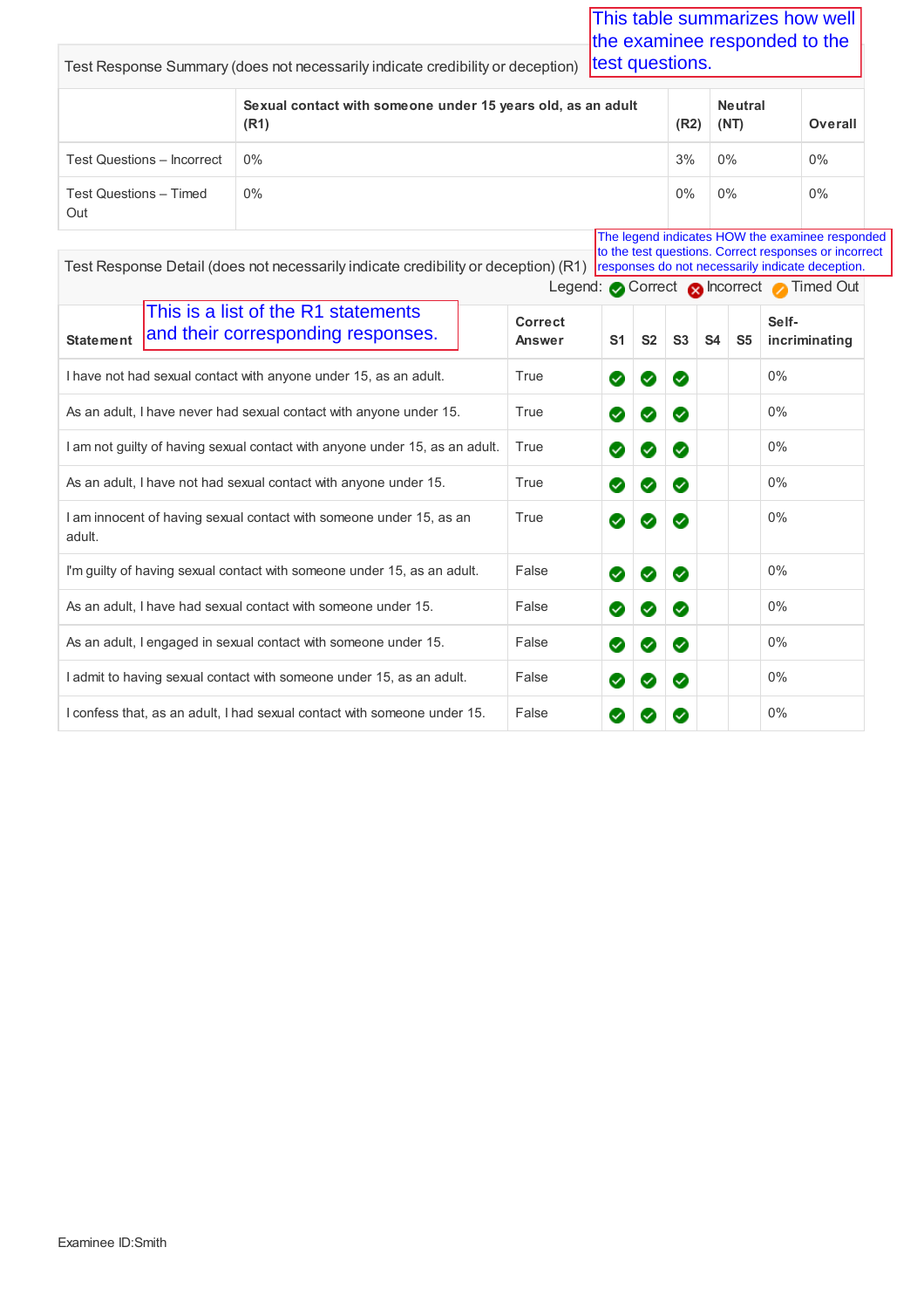This table summarizes how well the examinee responded to the test questions.

| Test Response Summary (does not necessarily indicate credibility or deception) | Sexual contact with someone under 15 years old, as an adult (R1) | (R2) | Neutral (NT) | Overall |
|---|---|---|---|---|
| Test Questions – Incorrect | 0% | 3% | 0% | 0% |
| Test Questions – Timed Out | 0% | 0% | 0% | 0% |

The legend indicates HOW the examinee responded to the test questions. Correct responses or incorrect responses do not necessarily indicate deception.

Test Response Detail (does not necessarily indicate credibility or deception) (R1)

Legend: ✔ Correct ✖ Incorrect ⊘ Timed Out

This is a list of the R1 statements and their corresponding responses.

| Statement | Correct Answer | S1 | S2 | S3 | S4 | S5 | Self-incriminating |
|---|---|---|---|---|---|---|---|
| I have not had sexual contact with anyone under 15, as an adult. | True | ✔ | ✔ | ✔ | | | 0% |
| As an adult, I have never had sexual contact with anyone under 15. | True | ✔ | ✔ | ✔ | | | 0% |
| I am not guilty of having sexual contact with anyone under 15, as an adult. | True | ✔ | ✔ | ✔ | | | 0% |
| As an adult, I have not had sexual contact with anyone under 15. | True | ✔ | ✔ | ✔ | | | 0% |
| I am innocent of having sexual contact with someone under 15, as an adult. | True | ✔ | ✔ | ✔ | | | 0% |
| I'm guilty of having sexual contact with someone under 15, as an adult. | False | ✔ | ✔ | ✔ | | | 0% |
| As an adult, I have had sexual contact with someone under 15. | False | ✔ | ✔ | ✔ | | | 0% |
| As an adult, I engaged in sexual contact with someone under 15. | False | ✔ | ✔ | ✔ | | | 0% |
| I admit to having sexual contact with someone under 15, as an adult. | False | ✔ | ✔ | ✔ | | | 0% |
| I confess that, as an adult, I had sexual contact with someone under 15. | False | ✔ | ✔ | ✔ | | | 0% |

Examinee ID:Smith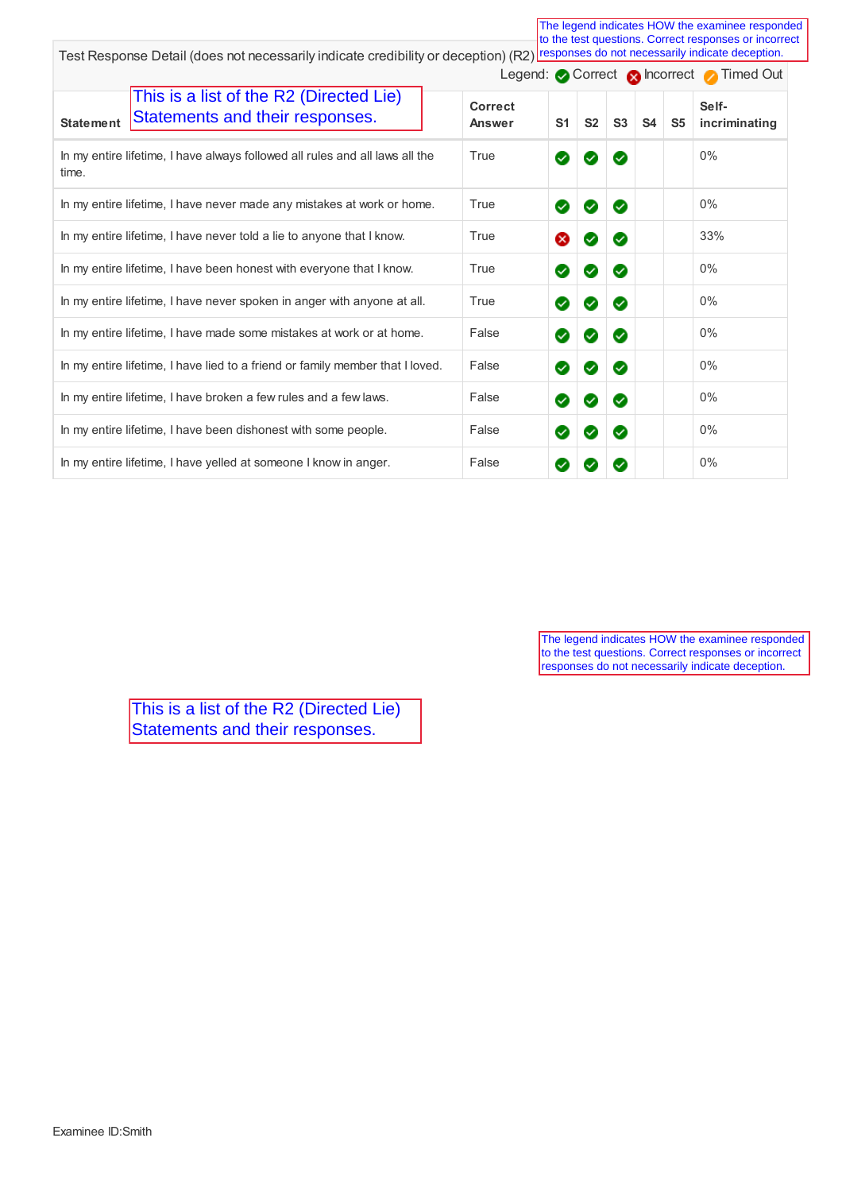The legend indicates HOW the examinee responded to the test questions. Correct responses or incorrect responses do not necessarily indicate deception.

Test Response Detail (does not necessarily indicate credibility or deception) (R2)

Legend: ✓ Correct ✗ Incorrect ✎ Timed Out

This is a list of the R2 (Directed Lie) Statements and their responses.

| Statement | Correct Answer | S1 | S2 | S3 | S4 | S5 | Self-incriminating |
|---|---|---|---|---|---|---|---|
| In my entire lifetime, I have always followed all rules and all laws all the time. | True | Correct | Correct | Correct | | | 0% |
| In my entire lifetime, I have never made any mistakes at work or home. | True | Correct | Correct | Correct | | | 0% |
| In my entire lifetime, I have never told a lie to anyone that I know. | True | Incorrect | Correct | Correct | | | 33% |
| In my entire lifetime, I have been honest with everyone that I know. | True | Correct | Correct | Correct | | | 0% |
| In my entire lifetime, I have never spoken in anger with anyone at all. | True | Correct | Correct | Correct | | | 0% |
| In my entire lifetime, I have made some mistakes at work or at home. | False | Correct | Correct | Correct | | | 0% |
| In my entire lifetime, I have lied to a friend or family member that I loved. | False | Correct | Correct | Correct | | | 0% |
| In my entire lifetime, I have broken a few rules and a few laws. | False | Correct | Correct | Correct | | | 0% |
| In my entire lifetime, I have been dishonest with some people. | False | Correct | Correct | Correct | | | 0% |
| In my entire lifetime, I have yelled at someone I know in anger. | False | Correct | Correct | Correct | | | 0% |

The legend indicates HOW the examinee responded to the test questions. Correct responses or incorrect responses do not necessarily indicate deception.

This is a list of the R2 (Directed Lie) Statements and their responses.

Examinee ID:Smith